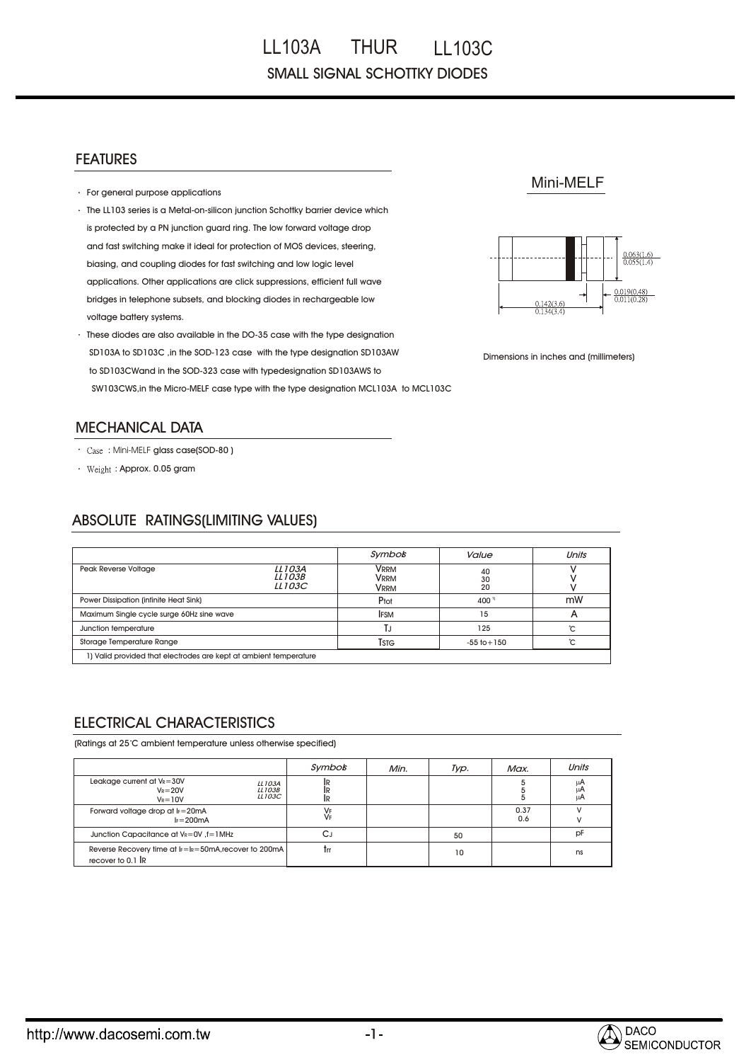# LL103A THUR LL103C

## SMALL SIGNAL SCHOTTKY DIODES

## FEATURES

- For general purpose applications
- The LL103 series is a Metal-on-silicon junction Schottky barrier device which is protected by a PN junction guard ring. The low forward voltage drop and fast switching make it ideal for protection of MOS devices, steering, biasing, and coupling diodes for fast switching and low logic level applications. Other applications are click suppressions, efficient full wave bridges in telephone subsets, and blocking diodes in rechargeable low voltage battery systems.
- These diodes are also available in the DO-35 case with the type designation SD103A to SD103C ,in the SOD-123 case with the type designation SD103AW to SD103CWand in the SOD-323 case with typedesignation SD103AWS to SW103CWS,in the Micro-MELF case type with the type designation MCL103A to MCL103C

Mini-MELF

0.063(1.6)
0.055(1.4)

0.019(0.48)
0.011(0.28)

0.142(3.6)
0.134(3.4)

Dimensions in inches and (millimeters)

## MECHANICAL DATA

- Case : Mini-MELF glass case(SOD-80 )
- Weight : Approx. 0.05 gram

## ABSOLUTE RATINGS(LIMITING VALUES)

| | | Symbols | Value | Units |
|---|---|---|---|---|
| Peak Reverse Voltage | *LL103A*<br>*LL103B*<br>*LL103C* | $V_{RRM}$<br>$V_{RRM}$<br>$V_{RRM}$ | 40<br>30<br>20 | V<br>V<br>V |
| Power Dissipation (infinite Heat Sink) | | $P_{tot}$ | 400 [1] | mW |
| Maximum Single cycle surge 60Hz sine wave | | $I_{FSM}$ | 15 | A |
| Junction temperature | | $T_J$ | 125 | ℃ |
| Storage Temperature Range | | $T_{STG}$ | -55 to+150 | ℃ |

1) Valid provided that electrodes are kept at ambient temperature

## ELECTRICAL CHARACTERISTICS

(Ratings at 25℃ ambient temperature unless otherwise specified)

| | | Symbols | Min. | Typ. | Max. | Units |
|---|---|---|---|---|---|---|
| Leakage current at $V_R$=30V<br>$V_R$=20V<br>$V_R$=10V | *LL103A*<br>*LL103B*<br>*LL103C* | $I_R$<br>$I_R$<br>$I_R$ | | | 5<br>5<br>5 | μA<br>μA<br>μA |
| Forward voltage drop at $I_F$=20mA<br>$I_F$=200mA | | $V_F$<br>$V_F$ | | | 0.37<br>0.6 | V<br>V |
| Junction Capacitance at $V_R$=0V ,f=1MHz | | $C_J$ | | 50 | | pF |
| Reverse Recovery time at $I_F$=$I_R$=50mA,recover to 200mA recover to 0.1 $I_R$ | | $t_{rr}$ | | 10 | | ns |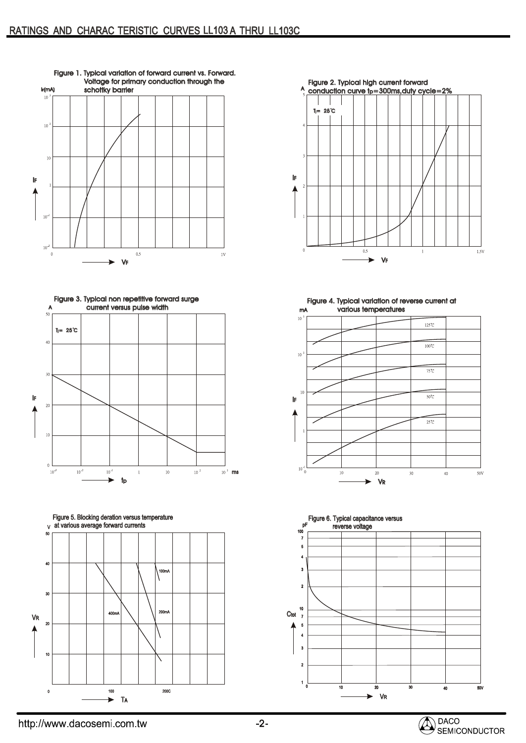# RATINGS AND CHARAC TERISTIC CURVES LL103 A THRU LL103C

Figure 1. Typical variation of forward current vs. Forward. Voltage for primary conduction through the schottky barrier

IF(mA)

$10^3$

$10^2$

10

1

$10^{-1}$

$10^{-2}$

0 0.5 1V

IF

VF

Figure 2. Typical high current forward conduction curve $t_P$=300ms,duty cycle=2%

A

5

4

3

2

1

0

$T_j$= 25°C

0 0.5 1 1.5V

IF

VF

Figure 3. Typical non repetitive forward surge current versus pulse width

A

50

40

30

20

10

0

$T_j$= 25°C

$10^{-3}$ $10^{-2}$ $10^{-1}$ 1 10 $10^2$ $10^3$ ms

IF

tp

Figure 4. Typical variation of reverse current at various temperatures

mA

$10^3$

$10^2$

10

1

$10^{-1}$

125°C

100°C

75°C

50°C

25°C

0 10 20 30 40 50V

IF

VR

Figure 5. Blocking deration versus temperature at various average forward currents

V

50

40

30

20

10

0 100 200C

100mA

200mA

400mA

VR

TA

Figure 6. Typical capacitance versus reverse voltage

pF

100

7

5

4

3

2

10

7

5

4

3

2

1

0 10 20 30 40 50V

Ctot

VR